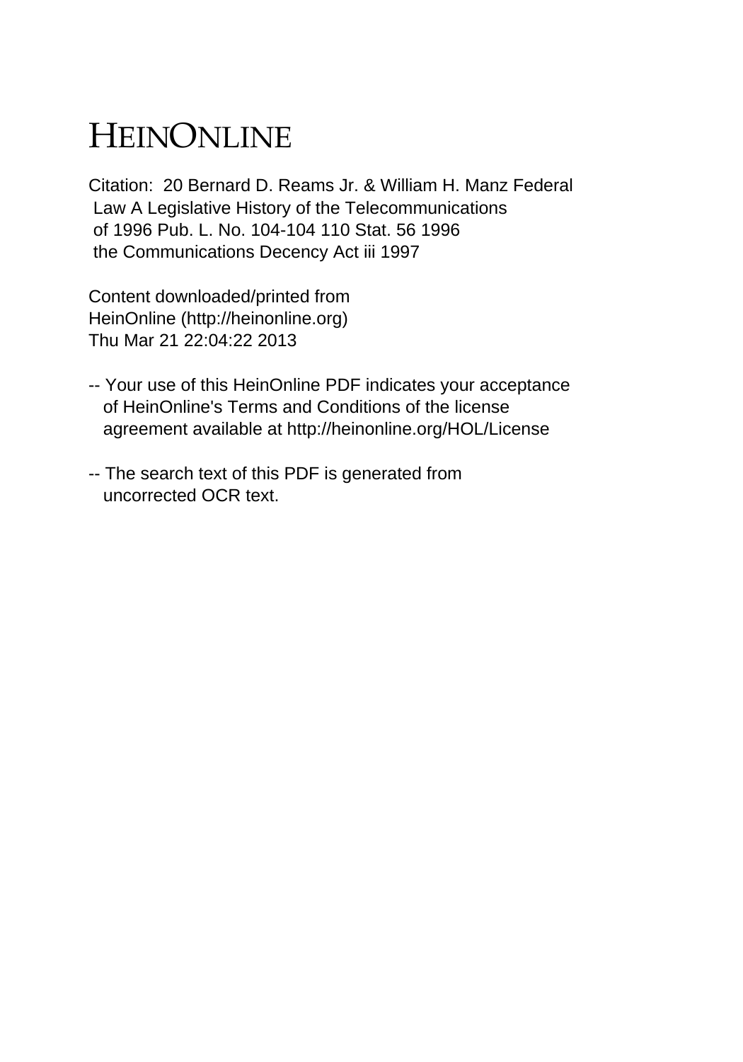# HEINONLINE

Citation: 20 Bernard D. Reams Jr. & William H. Manz Federal Law A Legislative History of the Telecommunications of 1996 Pub. L. No. 104-104 110 Stat. 56 1996 the Communications Decency Act iii 1997

Content downloaded/printed from HeinOnline (http://heinonline.org) Thu Mar 21 22:04:22 2013

-- Your use of this HeinOnline PDF indicates your acceptance of HeinOnline's Terms and Conditions of the license agreement available at http://heinonline.org/HOL/License

-- The search text of this PDF is generated from uncorrected OCR text.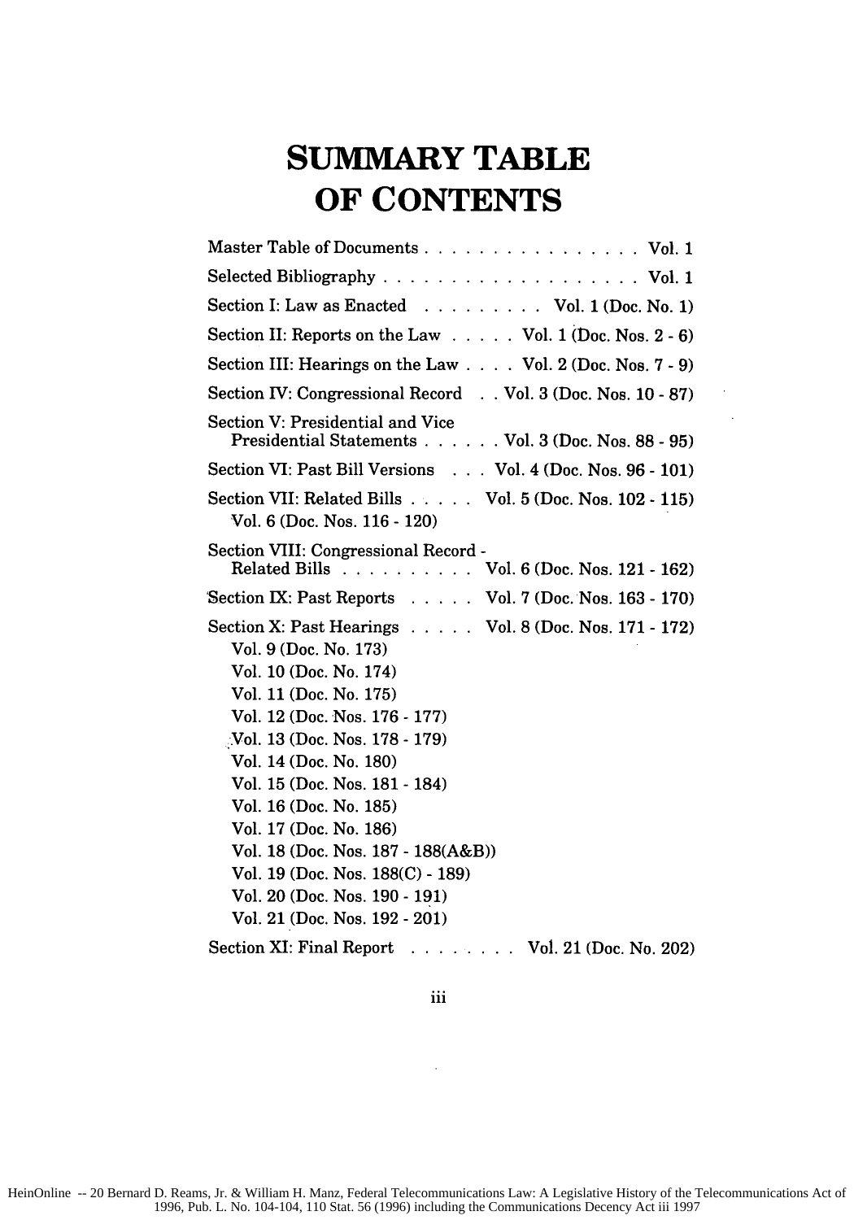# SUMMARY TABLE OF CONTENTS

Master Table of Documents . . . . . . . . . . . . . . . . Vol. 1

Selected Bibliography . . . . . . . . . . . . . . . . . . Vol. 1

Section I: Law as Enacted . . . . . . . . . Vol. 1 (Doc. No. 1)

Section II: Reports on the Law . . . . . Vol. 1 (Doc. Nos. 2 - 6)

Section III: Hearings on the Law . . . . Vol. 2 (Doc. Nos. 7 - 9)

Section IV: Congressional Record . . Vol. 3 (Doc. Nos. 10 - 87)

Section V: Presidential and Vice Presidential Statements . . . . . . Vol. 3 (Doc. Nos. 88 - 95)

Section VI: Past Bill Versions . . . Vol. 4 (Doc. Nos. 96 - 101)

Section VII: Related Bills . . . . . Vol. 5 (Doc. Nos. 102 - 115)
Vol. 6 (Doc. Nos. 116 - 120)

Section VIII: Congressional Record - Related Bills . . . . . . . . . . Vol. 6 (Doc. Nos. 121 - 162)

Section IX: Past Reports . . . . . Vol. 7 (Doc. Nos. 163 - 170)

Section X: Past Hearings . . . . . Vol. 8 (Doc. Nos. 171 - 172)
Vol. 9 (Doc. No. 173)
Vol. 10 (Doc. No. 174)
Vol. 11 (Doc. No. 175)
Vol. 12 (Doc. Nos. 176 - 177)
Vol. 13 (Doc. Nos. 178 - 179)
Vol. 14 (Doc. No. 180)
Vol. 15 (Doc. Nos. 181 - 184)
Vol. 16 (Doc. No. 185)
Vol. 17 (Doc. No. 186)
Vol. 18 (Doc. Nos. 187 - 188(A&B))
Vol. 19 (Doc. Nos. 188(C) - 189)
Vol. 20 (Doc. Nos. 190 - 191)
Vol. 21 (Doc. Nos. 192 - 201)

Section XI: Final Report . . . . . . . . Vol. 21 (Doc. No. 202)